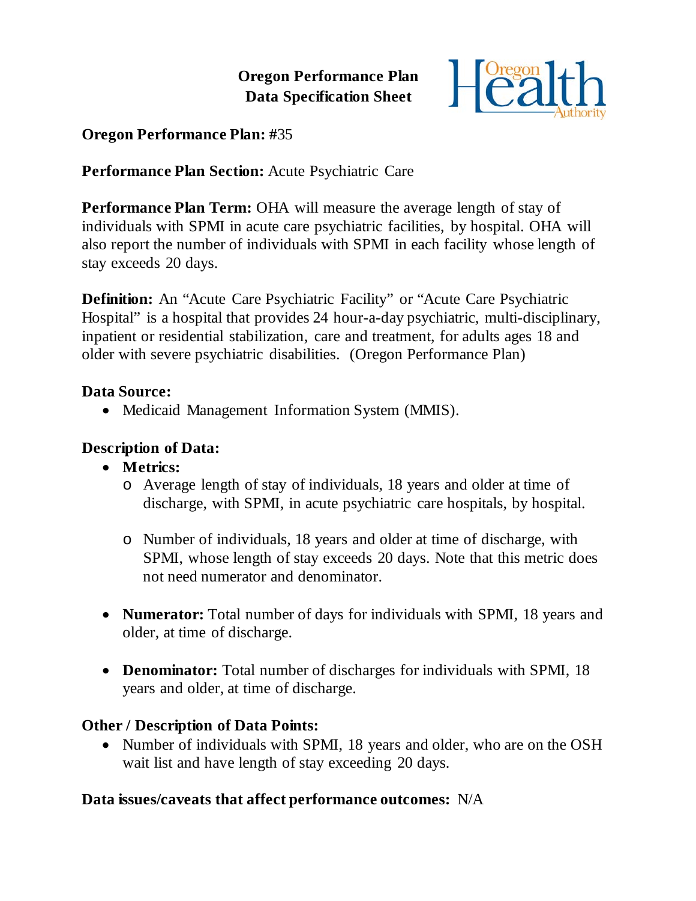# Oregon Performance Plan
# Data Specification Sheet

**Oregon Performance Plan: #**35

**Performance Plan Section:** Acute Psychiatric Care

**Performance Plan Term:** OHA will measure the average length of stay of individuals with SPMI in acute care psychiatric facilities, by hospital. OHA will also report the number of individuals with SPMI in each facility whose length of stay exceeds 20 days.

**Definition:** An "Acute Care Psychiatric Facility" or "Acute Care Psychiatric Hospital" is a hospital that provides 24 hour-a-day psychiatric, multi-disciplinary, inpatient or residential stabilization, care and treatment, for adults ages 18 and older with severe psychiatric disabilities. (Oregon Performance Plan)

**Data Source:**

- Medicaid Management Information System (MMIS).

**Description of Data:**

- **Metrics:**
  - Average length of stay of individuals, 18 years and older at time of discharge, with SPMI, in acute psychiatric care hospitals, by hospital.
  - Number of individuals, 18 years and older at time of discharge, with SPMI, whose length of stay exceeds 20 days. Note that this metric does not need numerator and denominator.
- **Numerator:** Total number of days for individuals with SPMI, 18 years and older, at time of discharge.
- **Denominator:** Total number of discharges for individuals with SPMI, 18 years and older, at time of discharge.

**Other / Description of Data Points:**

- Number of individuals with SPMI, 18 years and older, who are on the OSH wait list and have length of stay exceeding 20 days.

**Data issues/caveats that affect performance outcomes:** N/A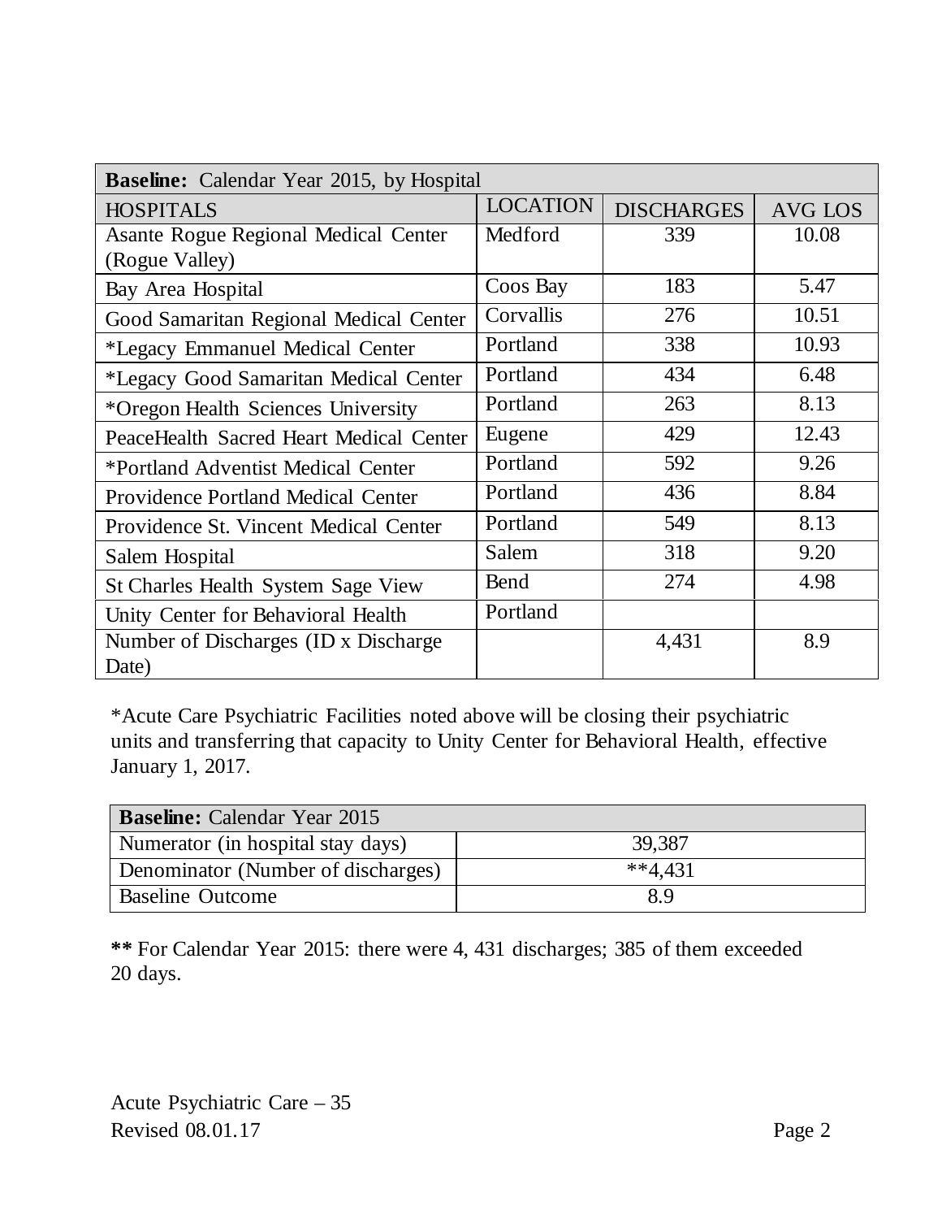| **Baseline:** Calendar Year 2015, by Hospital | | | |
|---|---|---|---|
| HOSPITALS | LOCATION | DISCHARGES | AVG LOS |
| Asante Rogue Regional Medical Center (Rogue Valley) | Medford | 339 | 10.08 |
| Bay Area Hospital | Coos Bay | 183 | 5.47 |
| Good Samaritan Regional Medical Center | Corvallis | 276 | 10.51 |
| *Legacy Emmanuel Medical Center | Portland | 338 | 10.93 |
| *Legacy Good Samaritan Medical Center | Portland | 434 | 6.48 |
| *Oregon Health Sciences University | Portland | 263 | 8.13 |
| PeaceHealth Sacred Heart Medical Center | Eugene | 429 | 12.43 |
| *Portland Adventist Medical Center | Portland | 592 | 9.26 |
| Providence Portland Medical Center | Portland | 436 | 8.84 |
| Providence St. Vincent Medical Center | Portland | 549 | 8.13 |
| Salem Hospital | Salem | 318 | 9.20 |
| St Charles Health System Sage View | Bend | 274 | 4.98 |
| Unity Center for Behavioral Health | Portland | | |
| Number of Discharges (ID x Discharge Date) | | 4,431 | 8.9 |

*Acute Care Psychiatric Facilities noted above will be closing their psychiatric units and transferring that capacity to Unity Center for Behavioral Health, effective January 1, 2017.

| **Baseline:** Calendar Year 2015 | |
|---|---|
| Numerator (in hospital stay days) | 39,387 |
| Denominator (Number of discharges) | **4,431 |
| Baseline Outcome | 8.9 |

**\*\*** For Calendar Year 2015: there were 4, 431 discharges; 385 of them exceeded 20 days.

Acute Psychiatric Care – 35
Revised 08.01.17